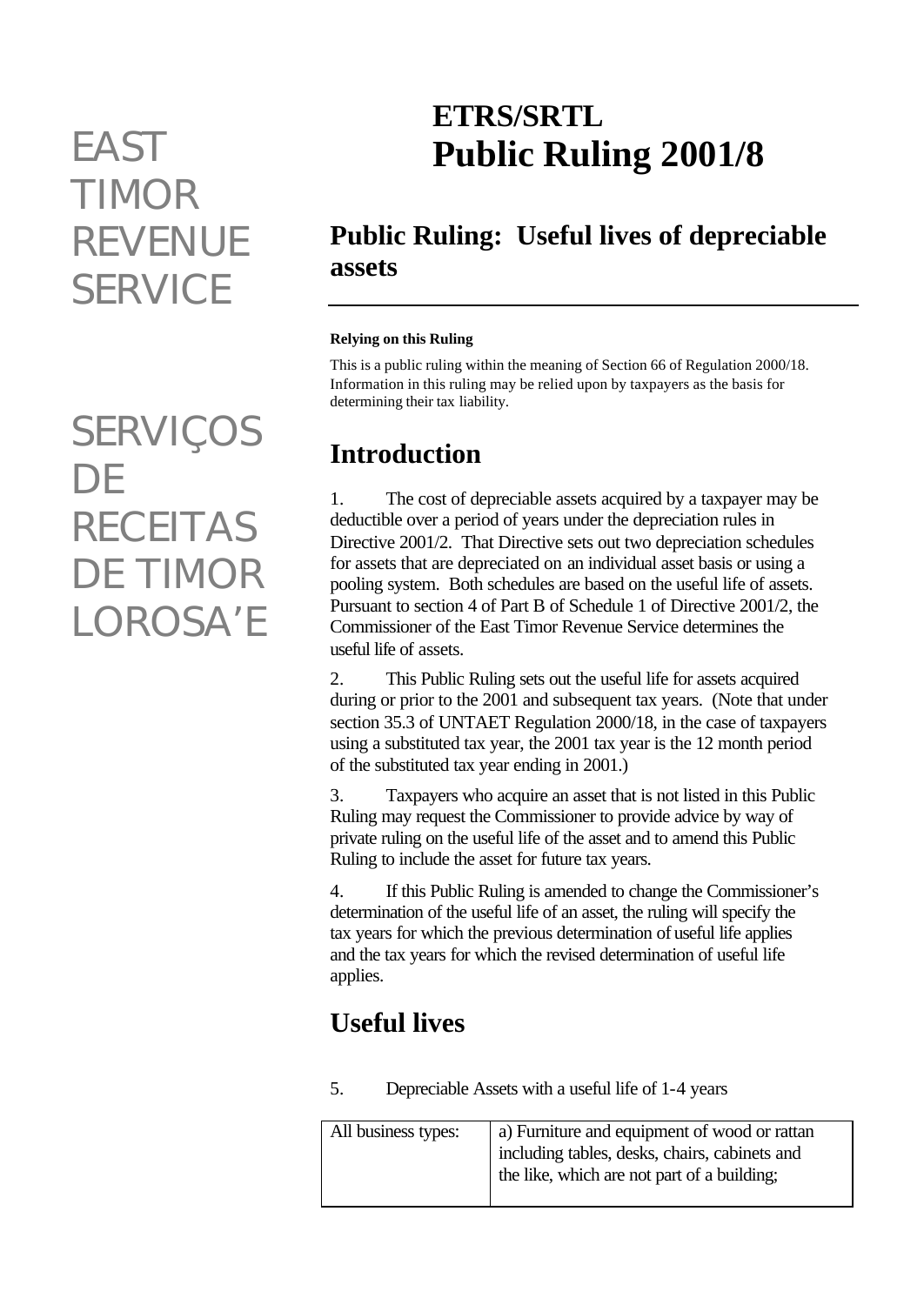EAST TIMOR REVENUE SERVICE

SERVIÇOS DE RECEITAS DE TIMOR LOROSA'E

# ETRS/SRTL
# Public Ruling 2001/8

## Public Ruling: Useful lives of depreciable assets

**Relying on this Ruling**

This is a public ruling within the meaning of Section 66 of Regulation 2000/18. Information in this ruling may be relied upon by taxpayers as the basis for determining their tax liability.

## Introduction

1. The cost of depreciable assets acquired by a taxpayer may be deductible over a period of years under the depreciation rules in Directive 2001/2. That Directive sets out two depreciation schedules for assets that are depreciated on an individual asset basis or using a pooling system. Both schedules are based on the useful life of assets. Pursuant to section 4 of Part B of Schedule 1 of Directive 2001/2, the Commissioner of the East Timor Revenue Service determines the useful life of assets.

2. This Public Ruling sets out the useful life for assets acquired during or prior to the 2001 and subsequent tax years. (Note that under section 35.3 of UNTAET Regulation 2000/18, in the case of taxpayers using a substituted tax year, the 2001 tax year is the 12 month period of the substituted tax year ending in 2001.)

3. Taxpayers who acquire an asset that is not listed in this Public Ruling may request the Commissioner to provide advice by way of private ruling on the useful life of the asset and to amend this Public Ruling to include the asset for future tax years.

4. If this Public Ruling is amended to change the Commissioner's determination of the useful life of an asset, the ruling will specify the tax years for which the previous determination of useful life applies and the tax years for which the revised determination of useful life applies.

## Useful lives

5. Depreciable Assets with a useful life of 1-4 years

| | |
|---|---|
| All business types: | a) Furniture and equipment of wood or rattan including tables, desks, chairs, cabinets and the like, which are not part of a building; |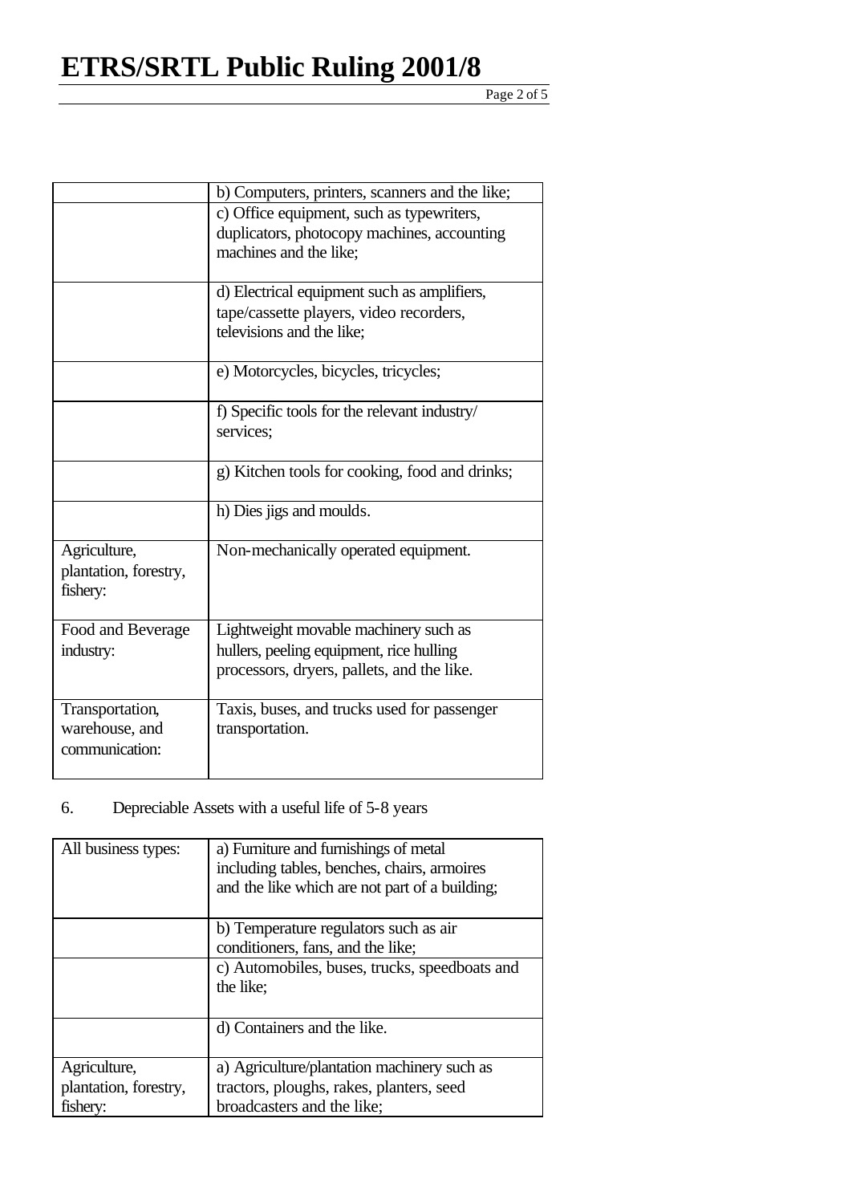|  |  |
|---|---|
|  | b) Computers, printers, scanners and the like; |
|  | c) Office equipment, such as typewriters, duplicators, photocopy machines, accounting machines and the like; |
|  | d) Electrical equipment such as amplifiers, tape/cassette players, video recorders, televisions and the like; |
|  | e) Motorcycles, bicycles, tricycles; |
|  | f) Specific tools for the relevant industry/ services; |
|  | g) Kitchen tools for cooking, food and drinks; |
|  | h) Dies jigs and moulds. |
| Agriculture, plantation, forestry, fishery: | Non-mechanically operated equipment. |
| Food and Beverage industry: | Lightweight movable machinery such as hullers, peeling equipment, rice hulling processors, dryers, pallets, and the like. |
| Transportation, warehouse, and communication: | Taxis, buses, and trucks used for passenger transportation. |

6. Depreciable Assets with a useful life of 5-8 years

|  |  |
|---|---|
| All business types: | a) Furniture and furnishings of metal including tables, benches, chairs, armoires and the like which are not part of a building; |
|  | b) Temperature regulators such as air conditioners, fans, and the like; |
|  | c) Automobiles, buses, trucks, speedboats and the like; |
|  | d) Containers and the like. |
| Agriculture, plantation, forestry, fishery: | a) Agriculture/plantation machinery such as tractors, ploughs, rakes, planters, seed broadcasters and the like; |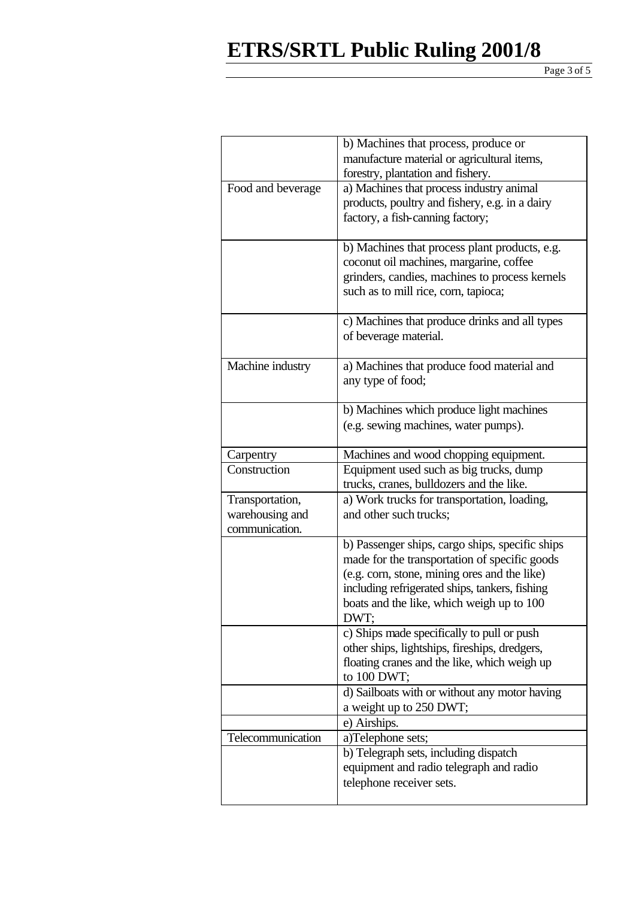| | |
|---|---|
| | b) Machines that process, produce or manufacture material or agricultural items, forestry, plantation and fishery. |
| Food and beverage | a) Machines that process industry animal products, poultry and fishery, e.g. in a dairy factory, a fish-canning factory; |
| | b) Machines that process plant products, e.g. coconut oil machines, margarine, coffee grinders, candies, machines to process kernels such as to mill rice, corn, tapioca; |
| | c) Machines that produce drinks and all types of beverage material. |
| Machine industry | a) Machines that produce food material and any type of food; |
| | b) Machines which produce light machines (e.g. sewing machines, water pumps). |
| Carpentry | Machines and wood chopping equipment. |
| Construction | Equipment used such as big trucks, dump trucks, cranes, bulldozers and the like. |
| Transportation, warehousing and communication. | a) Work trucks for transportation, loading, and other such trucks; |
| | b) Passenger ships, cargo ships, specific ships made for the transportation of specific goods (e.g. corn, stone, mining ores and the like) including refrigerated ships, tankers, fishing boats and the like, which weigh up to 100 DWT; |
| | c) Ships made specifically to pull or push other ships, lightships, fireships, dredgers, floating cranes and the like, which weigh up to 100 DWT; |
| | d) Sailboats with or without any motor having a weight up to 250 DWT; |
| | e) Airships. |
| Telecommunication | a)Telephone sets; |
| | b) Telegraph sets, including dispatch equipment and radio telegraph and radio telephone receiver sets. |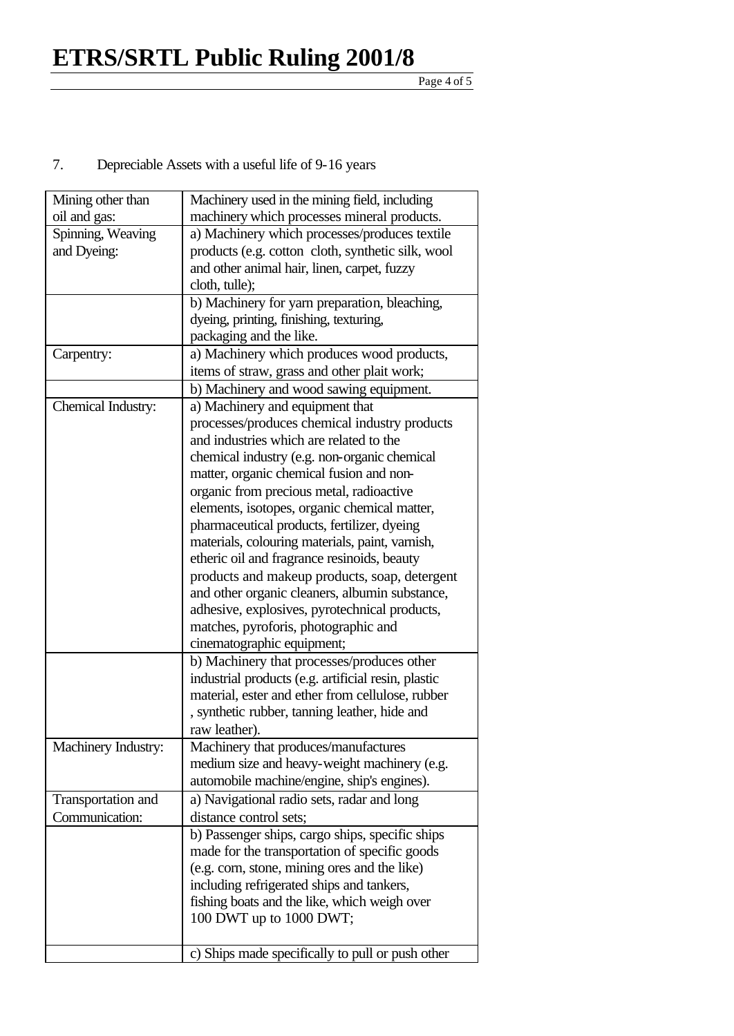7. Depreciable Assets with a useful life of 9-16 years

| | |
|---|---|
| Mining other than oil and gas: | Machinery used in the mining field, including machinery which processes mineral products. |
| Spinning, Weaving and Dyeing: | a) Machinery which processes/produces textile products (e.g. cotton cloth, synthetic silk, wool and other animal hair, linen, carpet, fuzzy cloth, tulle); |
| | b) Machinery for yarn preparation, bleaching, dyeing, printing, finishing, texturing, packaging and the like. |
| Carpentry: | a) Machinery which produces wood products, items of straw, grass and other plait work; |
| | b) Machinery and wood sawing equipment. |
| Chemical Industry: | a) Machinery and equipment that processes/produces chemical industry products and industries which are related to the chemical industry (e.g. non-organic chemical matter, organic chemical fusion and non-organic from precious metal, radioactive elements, isotopes, organic chemical matter, pharmaceutical products, fertilizer, dyeing materials, colouring materials, paint, varnish, etheric oil and fragrance resinoids, beauty products and makeup products, soap, detergent and other organic cleaners, albumin substance, adhesive, explosives, pyrotechnical products, matches, pyroforis, photographic and cinematographic equipment; |
| | b) Machinery that processes/produces other industrial products (e.g. artificial resin, plastic material, ester and ether from cellulose, rubber , synthetic rubber, tanning leather, hide and raw leather). |
| Machinery Industry: | Machinery that produces/manufactures medium size and heavy-weight machinery (e.g. automobile machine/engine, ship's engines). |
| Transportation and Communication: | a) Navigational radio sets, radar and long distance control sets; |
| | b) Passenger ships, cargo ships, specific ships made for the transportation of specific goods (e.g. corn, stone, mining ores and the like) including refrigerated ships and tankers, fishing boats and the like, which weigh over 100 DWT up to 1000 DWT; |
| | c) Ships made specifically to pull or push other |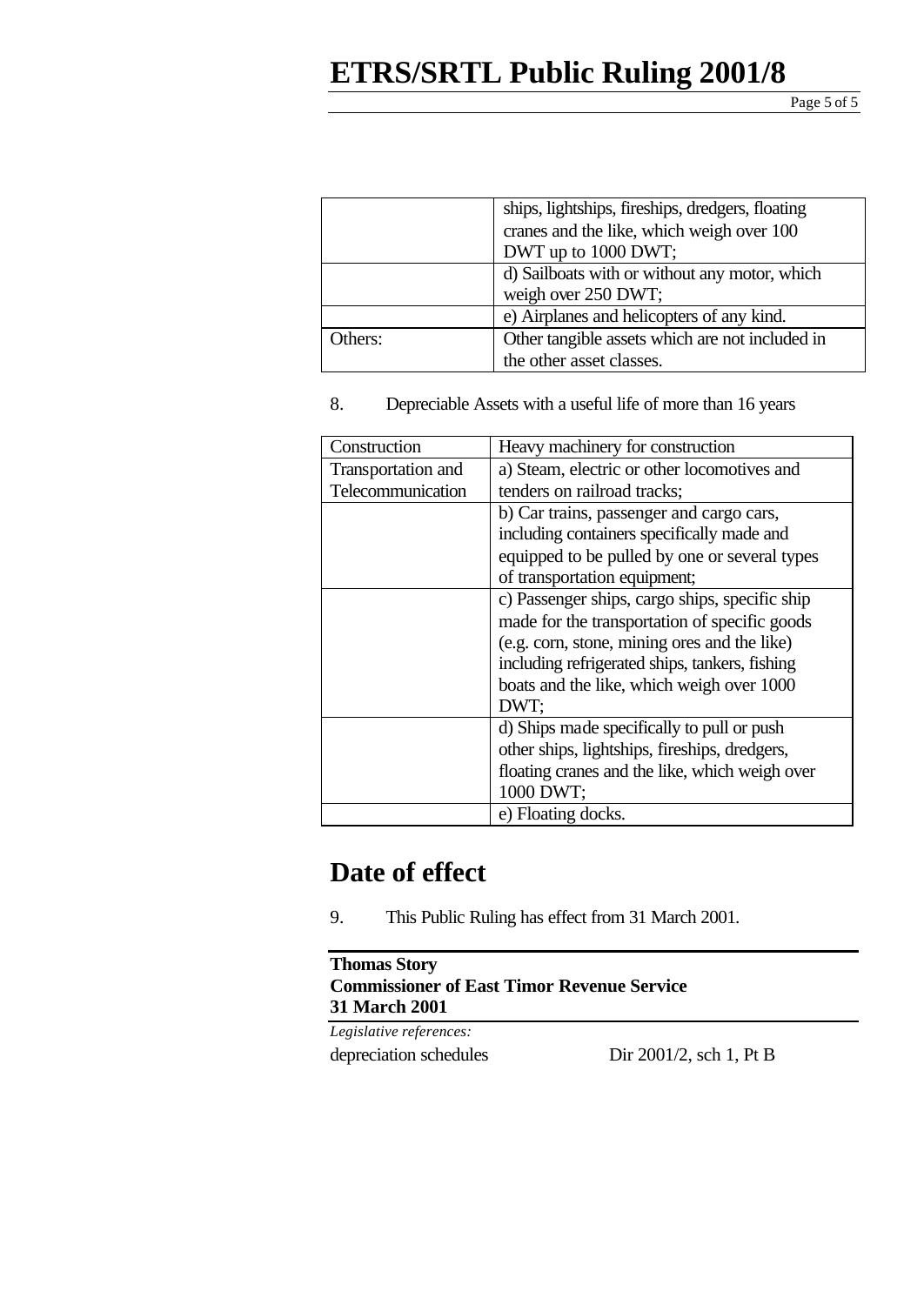| | |
|---|---|
| | ships, lightships, fireships, dredgers, floating cranes and the like, which weigh over 100 DWT up to 1000 DWT; |
| | d) Sailboats with or without any motor, which weigh over 250 DWT; |
| | e) Airplanes and helicopters of any kind. |
| Others: | Other tangible assets which are not included in the other asset classes. |

8. Depreciable Assets with a useful life of more than 16 years

| | |
|---|---|
| Construction | Heavy machinery for construction |
| Transportation and Telecommunication | a) Steam, electric or other locomotives and tenders on railroad tracks; |
| | b) Car trains, passenger and cargo cars, including containers specifically made and equipped to be pulled by one or several types of transportation equipment; |
| | c) Passenger ships, cargo ships, specific ship made for the transportation of specific goods (e.g. corn, stone, mining ores and the like) including refrigerated ships, tankers, fishing boats and the like, which weigh over 1000 DWT; |
| | d) Ships made specifically to pull or push other ships, lightships, fireships, dredgers, floating cranes and the like, which weigh over 1000 DWT; |
| | e) Floating docks. |

# Date of effect

9. This Public Ruling has effect from 31 March 2001.

**Thomas Story**
**Commissioner of East Timor Revenue Service**
**31 March 2001**

*Legislative references:*

depreciation schedules Dir 2001/2, sch 1, Pt B